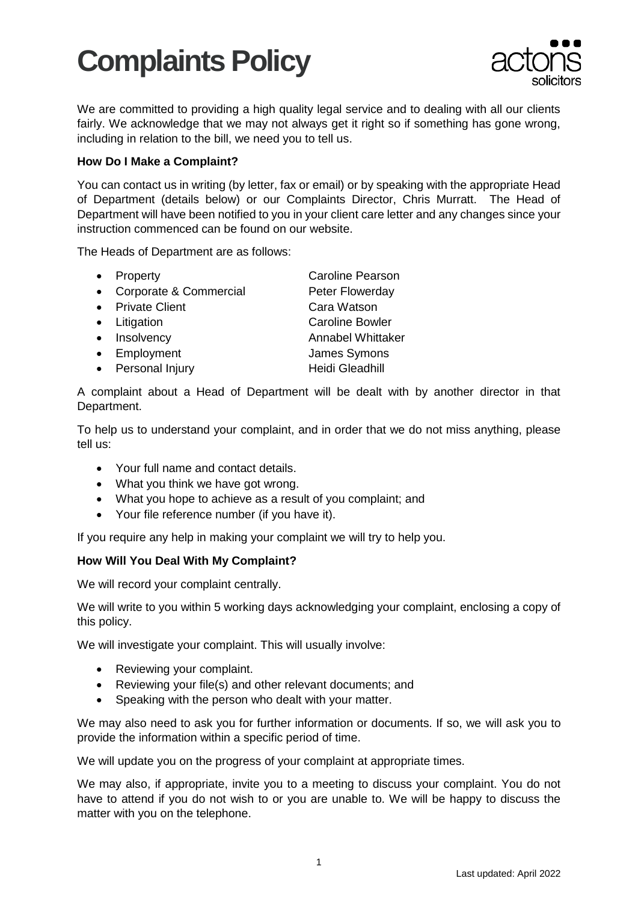# Complaints Policy

actons solicitors

We are committed to providing a high quality legal service and to dealing with all our clients fairly. We acknowledge that we may not always get it right so if something has gone wrong, including in relation to the bill, we need you to tell us.

**How Do I Make a Complaint?**

You can contact us in writing (by letter, fax or email) or by speaking with the appropriate Head of Department (details below) or our Complaints Director, Chris Murratt. The Head of Department will have been notified to you in your client care letter and any changes since your instruction commenced can be found on our website.

The Heads of Department are as follows:

- Property — Caroline Pearson
- Corporate & Commercial — Peter Flowerday
- Private Client — Cara Watson
- Litigation — Caroline Bowler
- Insolvency — Annabel Whittaker
- Employment — James Symons
- Personal Injury — Heidi Gleadhill

A complaint about a Head of Department will be dealt with by another director in that Department.

To help us to understand your complaint, and in order that we do not miss anything, please tell us:

- Your full name and contact details.
- What you think we have got wrong.
- What you hope to achieve as a result of you complaint; and
- Your file reference number (if you have it).

If you require any help in making your complaint we will try to help you.

**How Will You Deal With My Complaint?**

We will record your complaint centrally.

We will write to you within 5 working days acknowledging your complaint, enclosing a copy of this policy.

We will investigate your complaint. This will usually involve:

- Reviewing your complaint.
- Reviewing your file(s) and other relevant documents; and
- Speaking with the person who dealt with your matter.

We may also need to ask you for further information or documents. If so, we will ask you to provide the information within a specific period of time.

We will update you on the progress of your complaint at appropriate times.

We may also, if appropriate, invite you to a meeting to discuss your complaint. You do not have to attend if you do not wish to or you are unable to. We will be happy to discuss the matter with you on the telephone.

Last updated: April 2022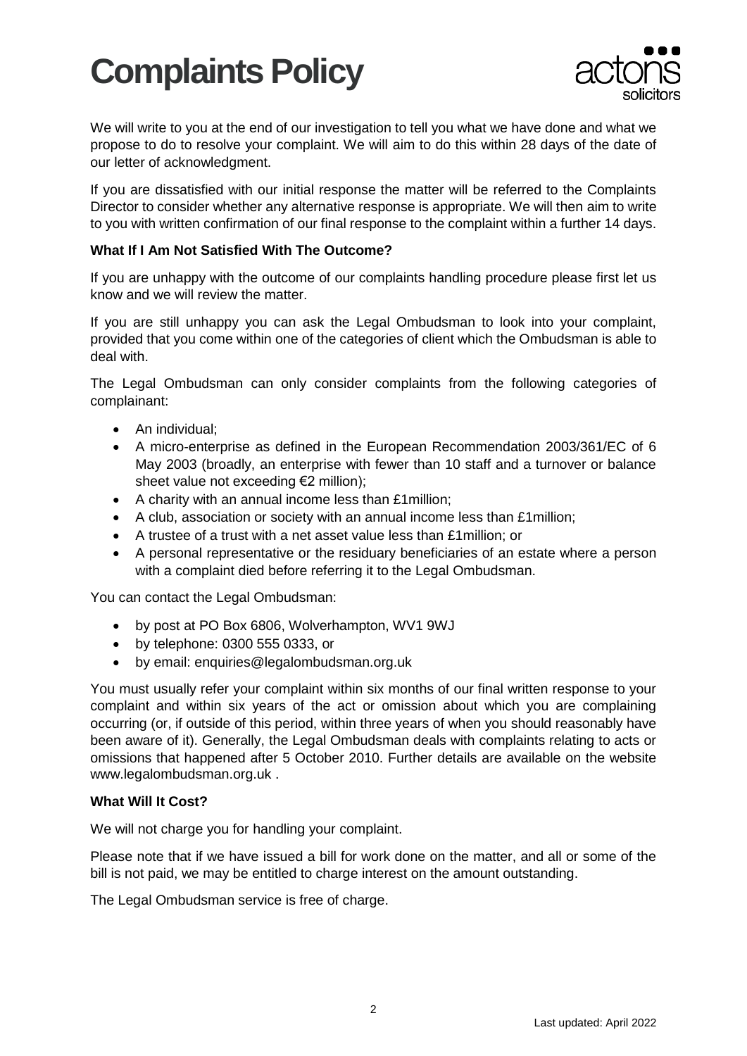# Complaints Policy

We will write to you at the end of our investigation to tell you what we have done and what we propose to do to resolve your complaint. We will aim to do this within 28 days of the date of our letter of acknowledgment.

If you are dissatisfied with our initial response the matter will be referred to the Complaints Director to consider whether any alternative response is appropriate. We will then aim to write to you with written confirmation of our final response to the complaint within a further 14 days.

**What If I Am Not Satisfied With The Outcome?**

If you are unhappy with the outcome of our complaints handling procedure please first let us know and we will review the matter.

If you are still unhappy you can ask the Legal Ombudsman to look into your complaint, provided that you come within one of the categories of client which the Ombudsman is able to deal with.

The Legal Ombudsman can only consider complaints from the following categories of complainant:

- An individual;
- A micro-enterprise as defined in the European Recommendation 2003/361/EC of 6 May 2003 (broadly, an enterprise with fewer than 10 staff and a turnover or balance sheet value not exceeding €2 million);
- A charity with an annual income less than £1million;
- A club, association or society with an annual income less than £1million;
- A trustee of a trust with a net asset value less than £1million; or
- A personal representative or the residuary beneficiaries of an estate where a person with a complaint died before referring it to the Legal Ombudsman.

You can contact the Legal Ombudsman:

- by post at PO Box 6806, Wolverhampton, WV1 9WJ
- by telephone: 0300 555 0333, or
- by email: enquiries@legalombudsman.org.uk

You must usually refer your complaint within six months of our final written response to your complaint and within six years of the act or omission about which you are complaining occurring (or, if outside of this period, within three years of when you should reasonably have been aware of it). Generally, the Legal Ombudsman deals with complaints relating to acts or omissions that happened after 5 October 2010. Further details are available on the website www.legalombudsman.org.uk .

**What Will It Cost?**

We will not charge you for handling your complaint.

Please note that if we have issued a bill for work done on the matter, and all or some of the bill is not paid, we may be entitled to charge interest on the amount outstanding.

The Legal Ombudsman service is free of charge.

Last updated: April 2022